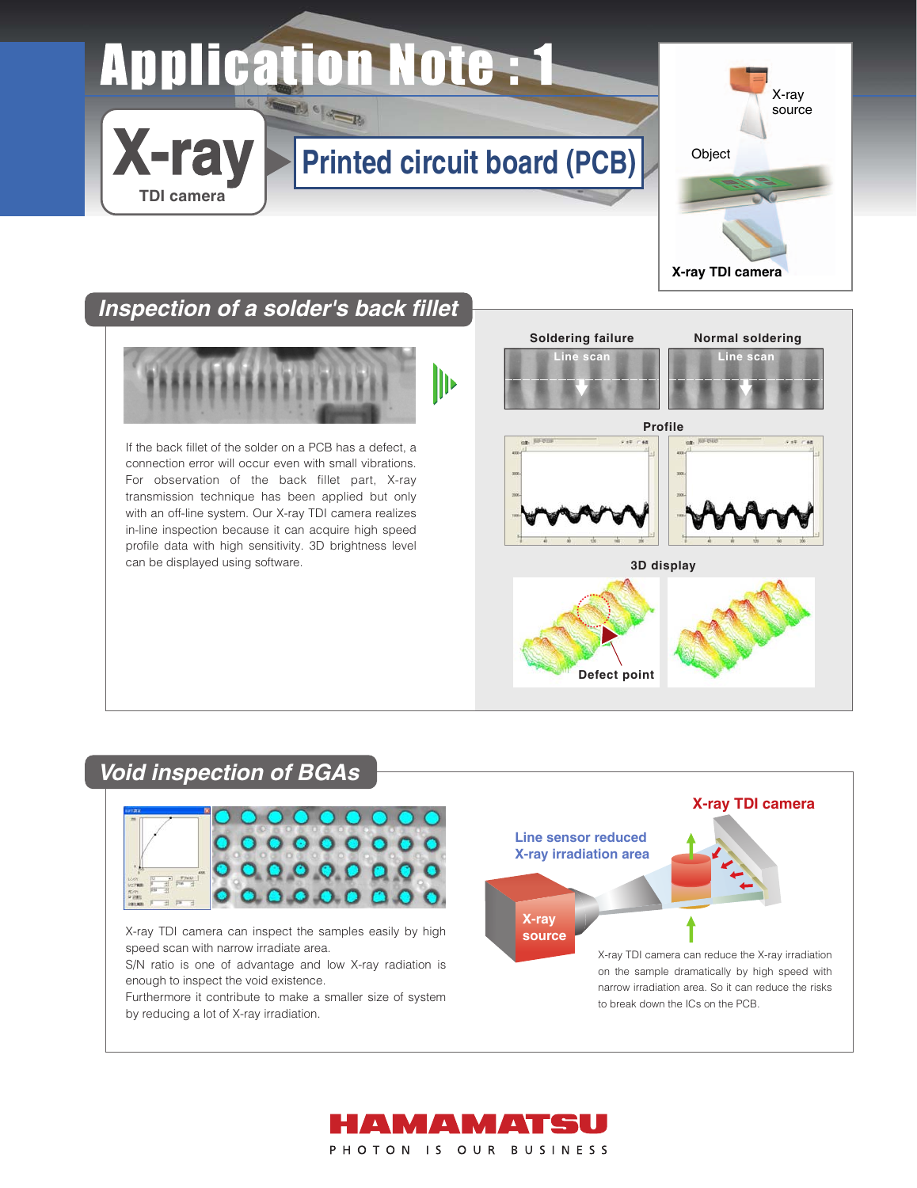# Application Note : 1

**X-ray** TDI camera

## Printed circuit board (PCB)

X-ray source

Object

X-ray TDI camera

## Inspection of a solder's back fillet

If the back fillet of the solder on a PCB has a defect, a connection error will occur even with small vibrations. For observation of the back fillet part, X-ray transmission technique has been applied but only with an off-line system. Our X-ray TDI camera realizes in-line inspection because it can acquire high speed profile data with high sensitivity. 3D brightness level can be displayed using software.

Soldering failure | Normal soldering

Line scan

Profile

3D display

Defect point

## Void inspection of BGAs

X-ray TDI camera can inspect the samples easily by high speed scan with narrow irradiate area.
S/N ratio is one of advantage and low X-ray radiation is enough to inspect the void existence.
Furthermore it contribute to make a smaller size of system by reducing a lot of X-ray irradiation.

X-ray TDI camera

Line sensor reduced X-ray irradiation area

X-ray source

X-ray TDI camera can reduce the X-ray irradiation on the sample dramatically by high speed with narrow irradiation area. So it can reduce the risks to break down the ICs on the PCB.

HAMAMATSU
PHOTON IS OUR BUSINESS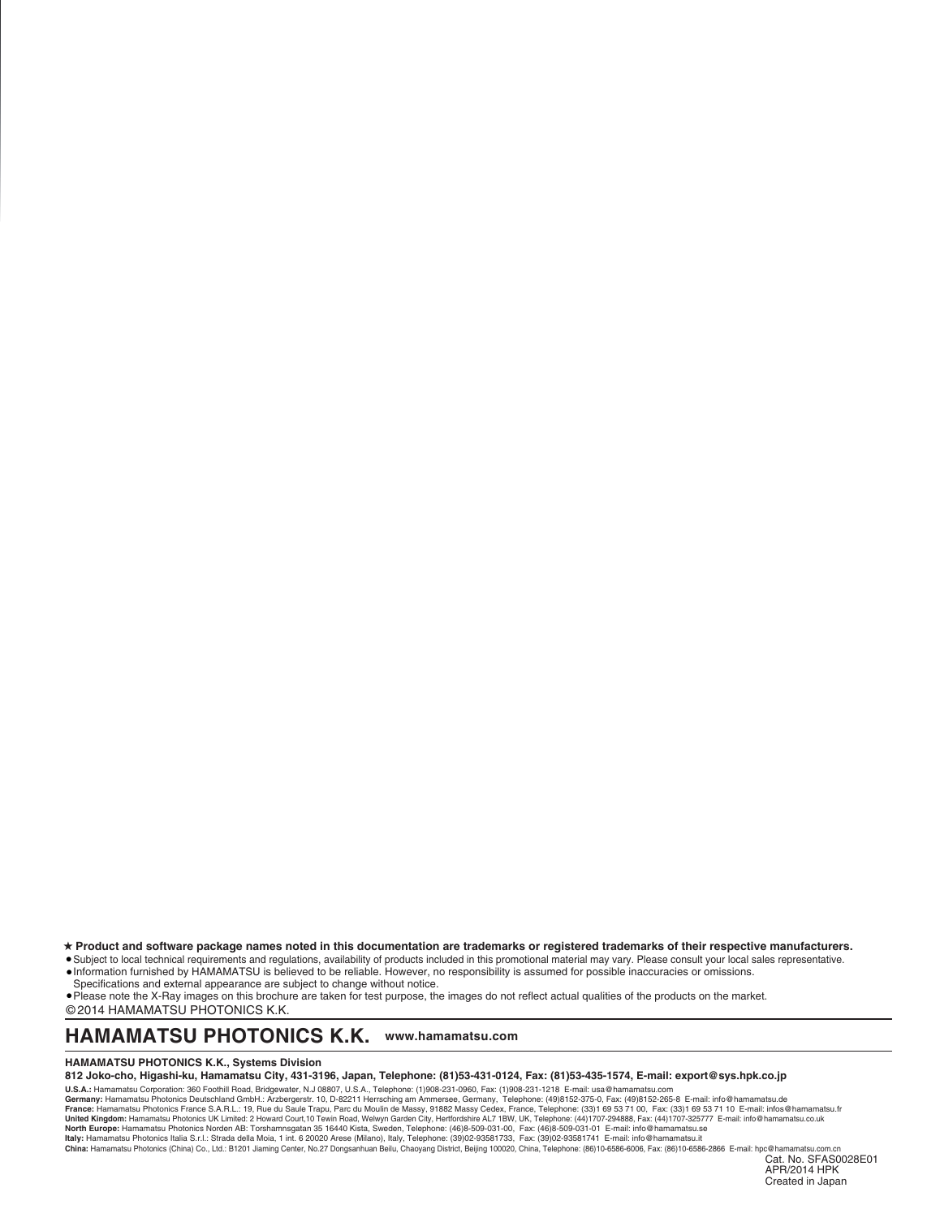★ **Product and software package names noted in this documentation are trademarks or registered trademarks of their respective manufacturers.**

- Subject to local technical requirements and regulations, availability of products included in this promotional material may vary. Please consult your local sales representative.
- Information furnished by HAMAMATSU is believed to be reliable. However, no responsibility is assumed for possible inaccuracies or omissions. Specifications and external appearance are subject to change without notice.
- Please note the X-Ray images on this brochure are taken for test purpose, the images do not reflect actual qualities of the products on the market.

©2014 HAMAMATSU PHOTONICS K.K.

# HAMAMATSU PHOTONICS K.K. www.hamamatsu.com

**HAMAMATSU PHOTONICS K.K., Systems Division**

**812 Joko-cho, Higashi-ku, Hamamatsu City, 431-3196, Japan, Telephone: (81)53-431-0124, Fax: (81)53-435-1574, E-mail: export@sys.hpk.co.jp**

**U.S.A.:** Hamamatsu Corporation: 360 Foothill Road, Bridgewater, N.J 08807, U.S.A., Telephone: (1)908-231-0960, Fax: (1)908-231-1218 E-mail: usa@hamamatsu.com
**Germany:** Hamamatsu Photonics Deutschland GmbH.: Arzbergerstr. 10, D-82211 Herrsching am Ammersee, Germany, Telephone: (49)8152-375-0, Fax: (49)8152-265-8 E-mail: info@hamamatsu.de
**France:** Hamamatsu Photonics France S.A.R.L.: 19, Rue du Saule Trapu, Parc du Moulin de Massy, 91882 Massy Cedex, France, Telephone: (33)1 69 53 71 00, Fax: (33)1 69 53 71 10 E-mail: infos@hamamatsu.fr
**United Kingdom:** Hamamatsu Photonics UK Limited: 2 Howard Court,10 Tewin Road, Welwyn Garden City, Hertfordshire AL7 1BW, UK, Telephone: (44)1707-294888, Fax: (44)1707-325777 E-mail: info@hamamatsu.co.uk
**North Europe:** Hamamatsu Photonics Norden AB: Torshamnsgatan 35 16440 Kista, Sweden, Telephone: (46)8-509-031-00, Fax: (46)8-509-031-01 E-mail: info@hamamatsu.se
**Italy:** Hamamatsu Photonics Italia S.r.l.: Strada della Moia, 1 int. 6 20020 Arese (Milano), Italy, Telephone: (39)02-93581733, Fax: (39)02-93581741 E-mail: info@hamamatsu.it
**China:** Hamamatsu Photonics (China) Co., Ltd.: B1201 Jiaming Center, No.27 Dongsanhuan Beilu, Chaoyang District, Beijing 100020, China, Telephone: (86)10-6586-6006, Fax: (86)10-6586-2866 E-mail: hpc@hamamatsu.com.cn

Cat. No. SFAS0028E01
APR/2014 HPK
Created in Japan